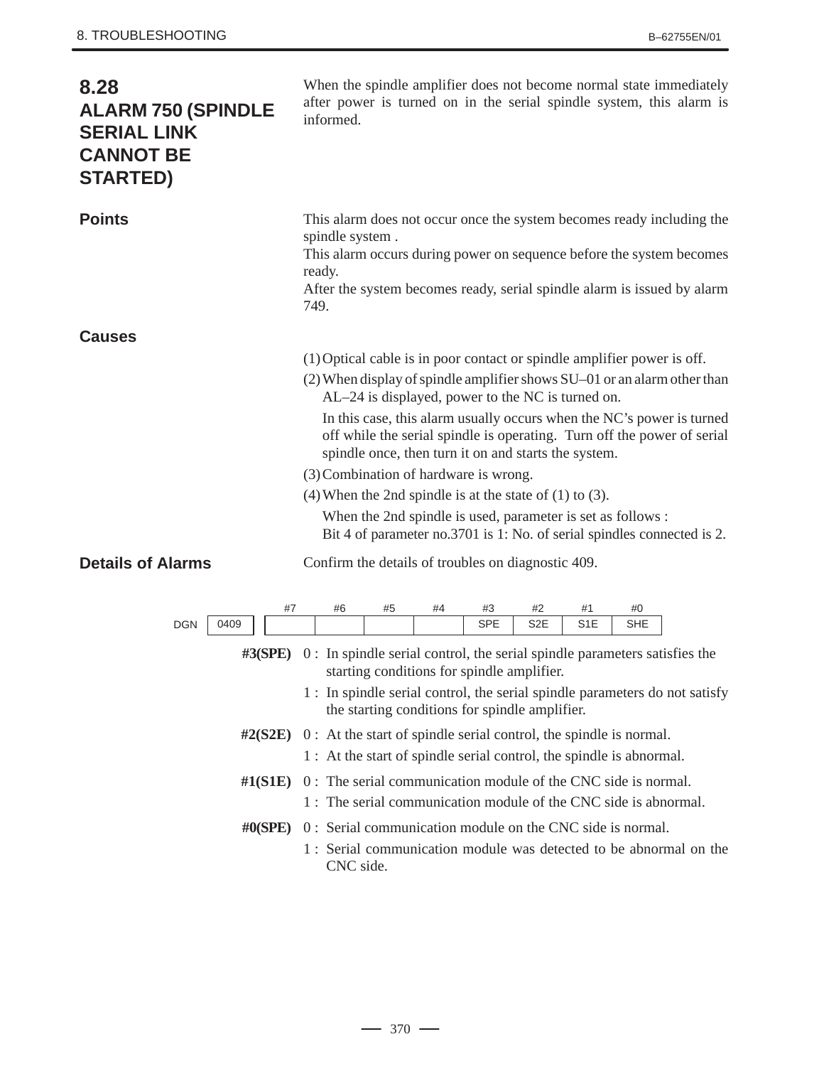## 8.28 ALARM 750 (SPINDLE SERIAL LINK CANNOT BE STARTED)

When the spindle amplifier does not become normal state immediately after power is turned on in the serial spindle system, this alarm is informed.

### Points

This alarm does not occur once the system becomes ready including the spindle system .
This alarm occurs during power on sequence before the system becomes ready.
After the system becomes ready, serial spindle alarm is issued by alarm 749.

### Causes

(1) Optical cable is in poor contact or spindle amplifier power is off.

(2) When display of spindle amplifier shows SU–01 or an alarm other than AL–24 is displayed, power to the NC is turned on.

In this case, this alarm usually occurs when the NC's power is turned off while the serial spindle is operating. Turn off the power of serial spindle once, then turn it on and starts the system.

(3) Combination of hardware is wrong.

(4) When the 2nd spindle is at the state of (1) to (3).

When the 2nd spindle is used, parameter is set as follows :
Bit 4 of parameter no.3701 is 1: No. of serial spindles connected is 2.

### Details of Alarms

Confirm the details of troubles on diagnostic 409.

| DGN | | #7 | #6 | #5 | #4 | #3 | #2 | #1 | #0 |
|---|---|---|---|---|---|---|---|---|---|
| 0409 | | | | | | SPE | S2E | S1E | SHE |

**#3(SPE)**
0 : In spindle serial control, the serial spindle parameters satisfies the starting conditions for spindle amplifier.
1 : In spindle serial control, the serial spindle parameters do not satisfy the starting conditions for spindle amplifier.

**#2(S2E)**
0 : At the start of spindle serial control, the spindle is normal.
1 : At the start of spindle serial control, the spindle is abnormal.

**#1(S1E)**
0 : The serial communication module of the CNC side is normal.
1 : The serial communication module of the CNC side is abnormal.

**#0(SPE)**
0 : Serial communication module on the CNC side is normal.
1 : Serial communication module was detected to be abnormal on the CNC side.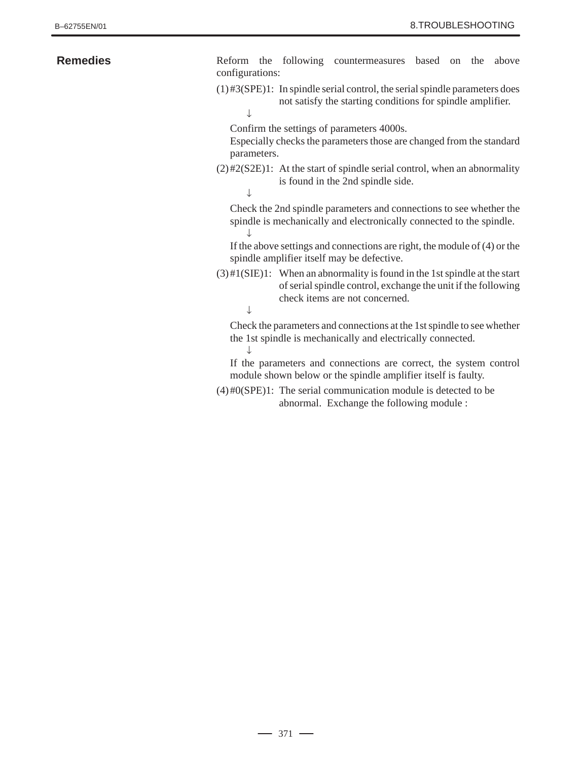## Remedies

Reform the following countermeasures based on the above configurations:

(1) #3(SPE)1: In spindle serial control, the serial spindle parameters does not satisfy the starting conditions for spindle amplifier.

↓

Confirm the settings of parameters 4000s.
Especially checks the parameters those are changed from the standard parameters.

(2) #2(S2E)1: At the start of spindle serial control, when an abnormality is found in the 2nd spindle side.

↓

Check the 2nd spindle parameters and connections to see whether the spindle is mechanically and electronically connected to the spindle.

↓

If the above settings and connections are right, the module of (4) or the spindle amplifier itself may be defective.

(3) #1(SIE)1: When an abnormality is found in the 1st spindle at the start of serial spindle control, exchange the unit if the following check items are not concerned.

↓

Check the parameters and connections at the 1st spindle to see whether the 1st spindle is mechanically and electrically connected.

↓

If the parameters and connections are correct, the system control module shown below or the spindle amplifier itself is faulty.

(4) #0(SPE)1: The serial communication module is detected to be abnormal. Exchange the following module :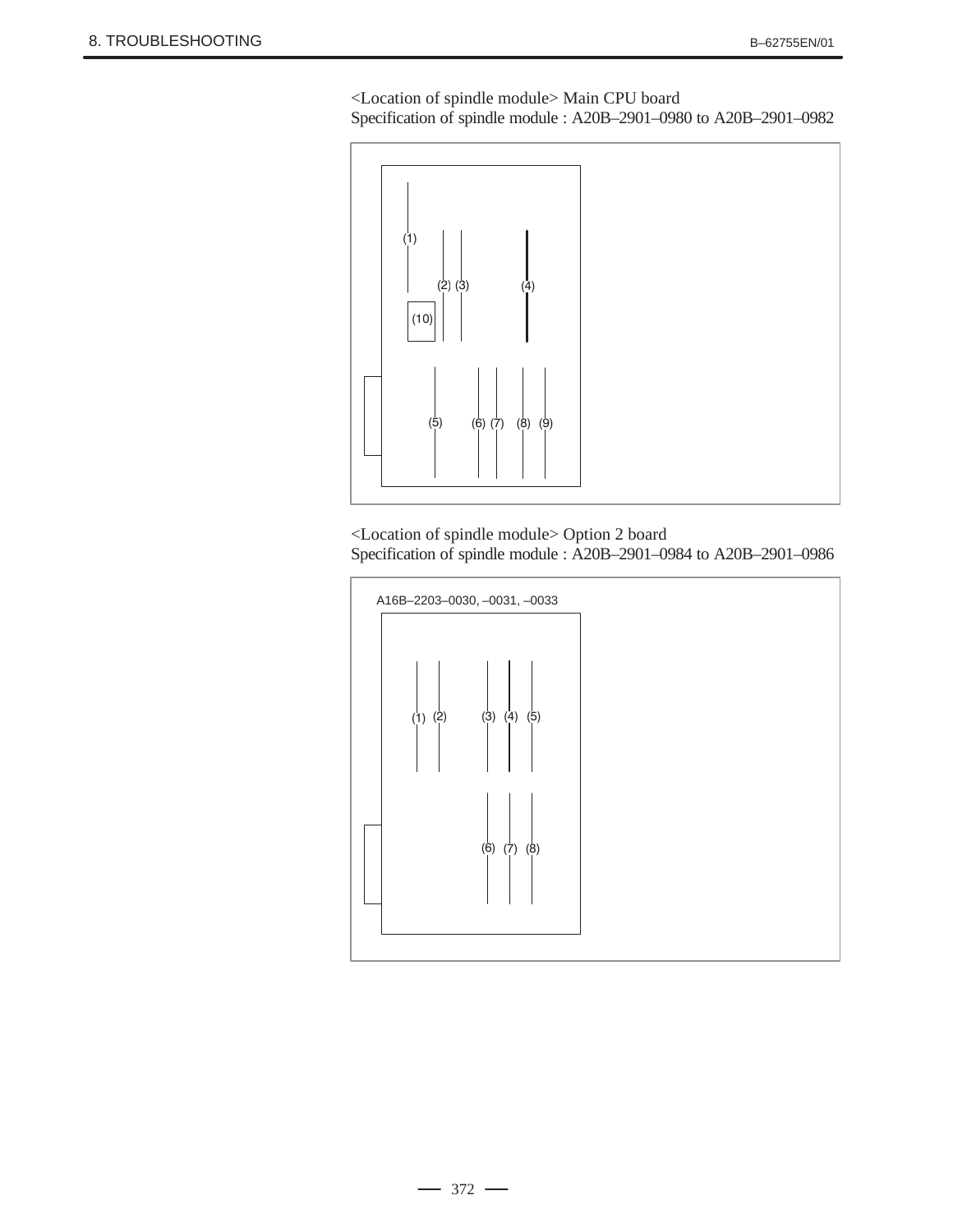<Location of spindle module> Main CPU board
Specification of spindle module : A20B–2901–0980 to A20B–2901–0982

(1)
(2) (3)
(4)
(10)
(5)
(6) (7)
(8) (9)

<Location of spindle module> Option 2 board
Specification of spindle module : A20B–2901–0984 to A20B–2901–0986

A16B–2203–0030, –0031, –0033

(1) (2)
(3) (4) (5)
(6) (7) (8)